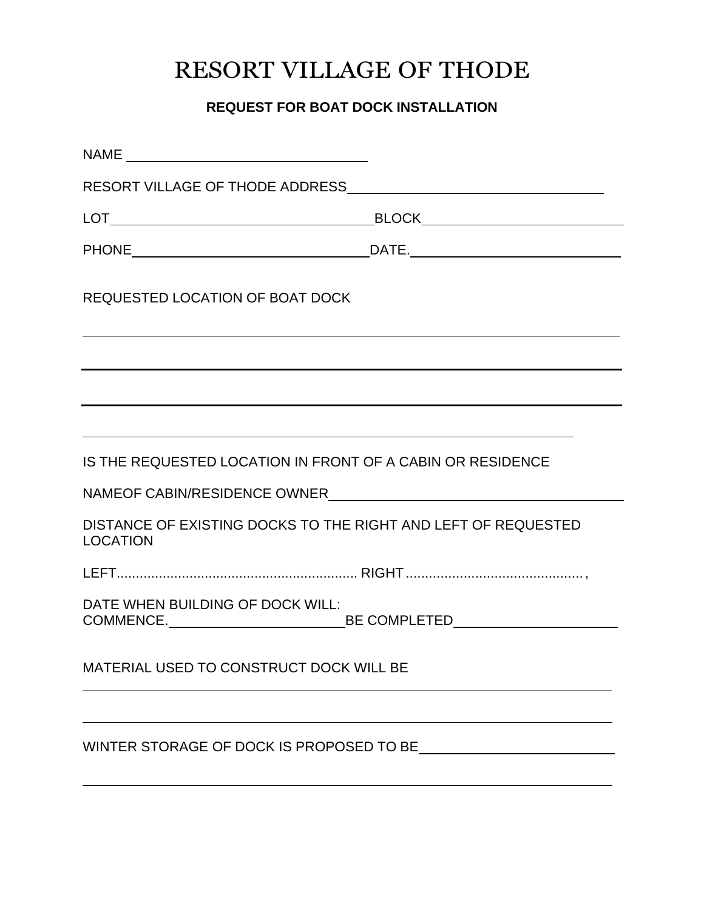# RESORT VILLAGE OF THODE

## REQUEST FOR BOAT DOCK INSTALLATION

NAME ______________________________

RESORT VILLAGE OF THODE ADDRESS______________________________

LOT______________________________BLOCK______________________________

PHONE______________________________DATE.______________________________

REQUESTED LOCATION OF BOAT DOCK

______________________________________________________________________

______________________________________________________________________

______________________________________________________________________

______________________________________________________________________

IS THE REQUESTED LOCATION IN FRONT OF A CABIN OR RESIDENCE

NAMEOF CABIN/RESIDENCE OWNER______________________________

DISTANCE OF EXISTING DOCKS TO THE RIGHT AND LEFT OF REQUESTED LOCATION

LEFT.............................................................. RIGHT .............................................,

DATE WHEN BUILDING OF DOCK WILL:
COMMENCE.______________________BE COMPLETED______________________

MATERIAL USED TO CONSTRUCT DOCK WILL BE

______________________________________________________________________

______________________________________________________________________

WINTER STORAGE OF DOCK IS PROPOSED TO BE______________________________

______________________________________________________________________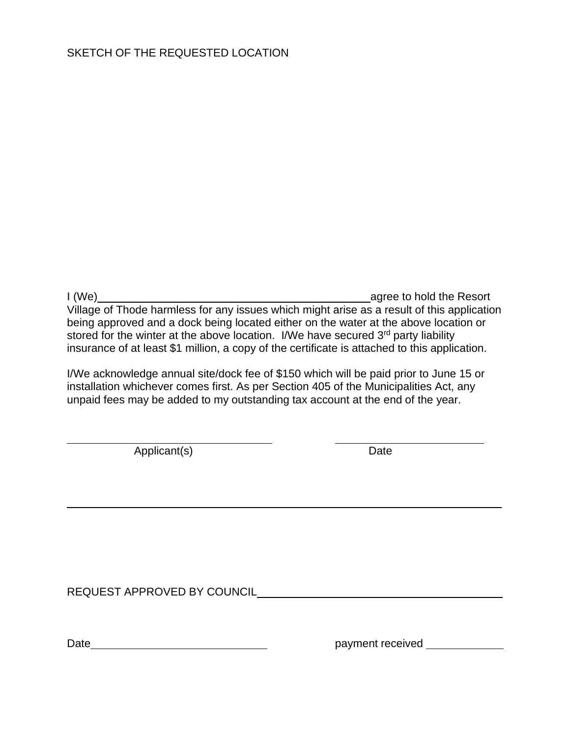SKETCH OF THE REQUESTED LOCATION

I (We)\_\_\_\_\_\_\_\_\_\_\_\_\_\_\_\_\_\_\_\_\_\_\_\_\_\_\_\_\_\_\_\_\_\_\_\_\_\_\_\_\_\_\_\_agree to hold the Resort Village of Thode harmless for any issues which might arise as a result of this application being approved and a dock being located either on the water at the above location or stored for the winter at the above location. I/We have secured 3rd party liability insurance of at least $1 million, a copy of the certificate is attached to this application.

I/We acknowledge annual site/dock fee of $150 which will be paid prior to June 15 or installation whichever comes first. As per Section 405 of the Municipalities Act, any unpaid fees may be added to my outstanding tax account at the end of the year.

\_\_\_\_\_\_\_\_\_\_\_\_\_\_\_\_\_\_\_\_\_\_\_\_\_\_\_\_\_\_\_\_\_\_ \_\_\_\_\_\_\_\_\_\_\_\_\_\_\_\_\_\_\_\_\_\_\_\_\_

Applicant(s) Date

---

REQUEST APPROVED BY COUNCIL\_\_\_\_\_\_\_\_\_\_\_\_\_\_\_\_\_\_\_\_\_\_\_\_\_\_\_\_\_\_\_\_\_\_\_\_\_\_\_\_

Date\_\_\_\_\_\_\_\_\_\_\_\_\_\_\_\_\_\_\_\_\_\_\_\_\_\_\_\_ payment received \_\_\_\_\_\_\_\_\_\_\_\_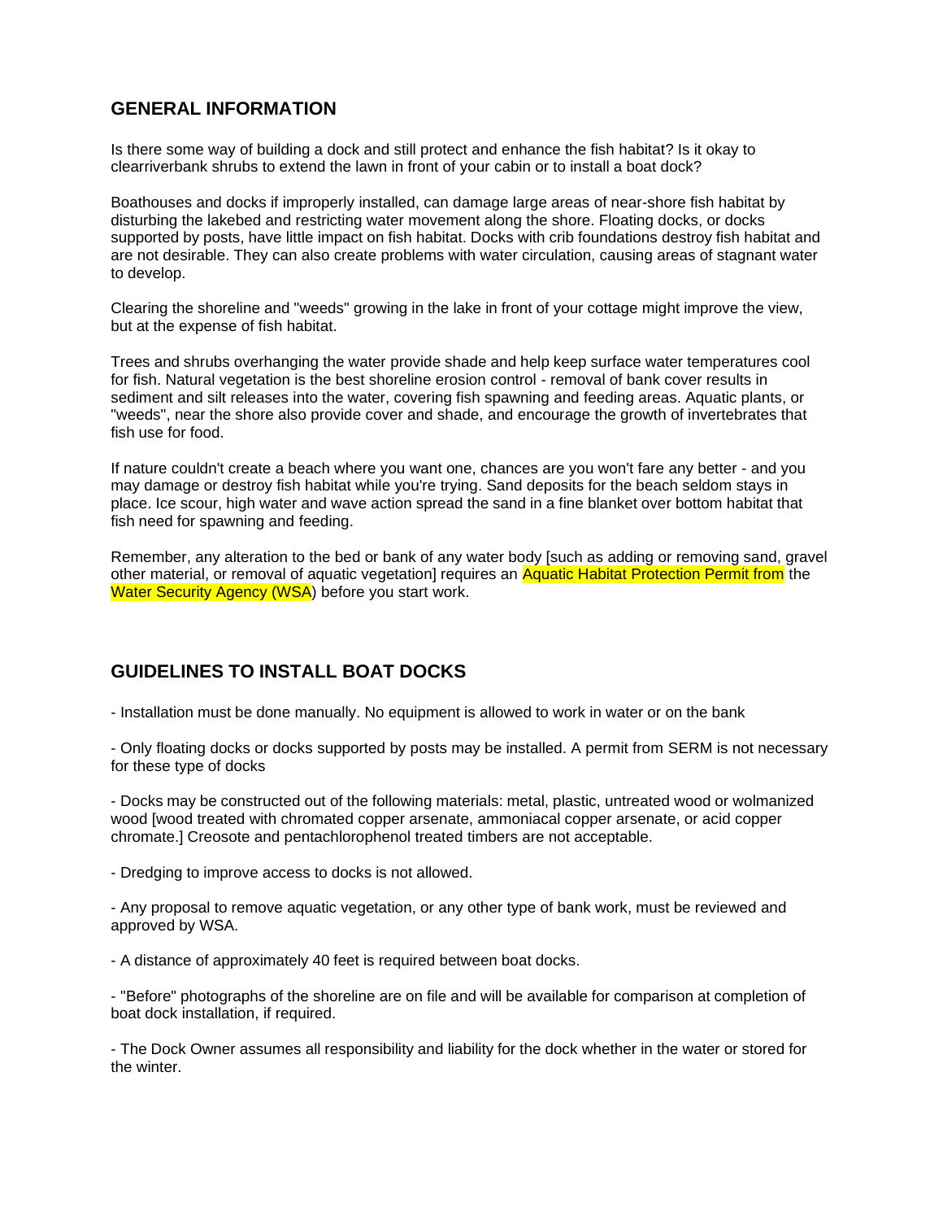## GENERAL INFORMATION

Is there some way of building a dock and still protect and enhance the fish habitat? Is it okay to clearriverbank shrubs to extend the lawn in front of your cabin or to install a boat dock?

Boathouses and docks if improperly installed, can damage large areas of near-shore fish habitat by disturbing the lakebed and restricting water movement along the shore. Floating docks, or docks supported by posts, have little impact on fish habitat. Docks with crib foundations destroy fish habitat and are not desirable. They can also create problems with water circulation, causing areas of stagnant water to develop.

Clearing the shoreline and "weeds" growing in the lake in front of your cottage might improve the view, but at the expense of fish habitat.

Trees and shrubs overhanging the water provide shade and help keep surface water temperatures cool for fish. Natural vegetation is the best shoreline erosion control - removal of bank cover results in sediment and silt releases into the water, covering fish spawning and feeding areas. Aquatic plants, or "weeds", near the shore also provide cover and shade, and encourage the growth of invertebrates that fish use for food.

If nature couldn't create a beach where you want one, chances are you won't fare any better - and you may damage or destroy fish habitat while you're trying. Sand deposits for the beach seldom stays in place. Ice scour, high water and wave action spread the sand in a fine blanket over bottom habitat that fish need for spawning and feeding.

Remember, any alteration to the bed or bank of any water body [such as adding or removing sand, gravel other material, or removal of aquatic vegetation] requires an Aquatic Habitat Protection Permit from the Water Security Agency (WSA) before you start work.

## GUIDELINES TO INSTALL BOAT DOCKS

- Installation must be done manually. No equipment is allowed to work in water or on the bank

- Only floating docks or docks supported by posts may be installed. A permit from SERM is not necessary for these type of docks

- Docks may be constructed out of the following materials: metal, plastic, untreated wood or wolmanized wood [wood treated with chromated copper arsenate, ammoniacal copper arsenate, or acid copper chromate.] Creosote and pentachlorophenol treated timbers are not acceptable.

- Dredging to improve access to docks is not allowed.

- Any proposal to remove aquatic vegetation, or any other type of bank work, must be reviewed and approved by WSA.

- A distance of approximately 40 feet is required between boat docks.

- "Before" photographs of the shoreline are on file and will be available for comparison at completion of boat dock installation, if required.

- The Dock Owner assumes all responsibility and liability for the dock whether in the water or stored for the winter.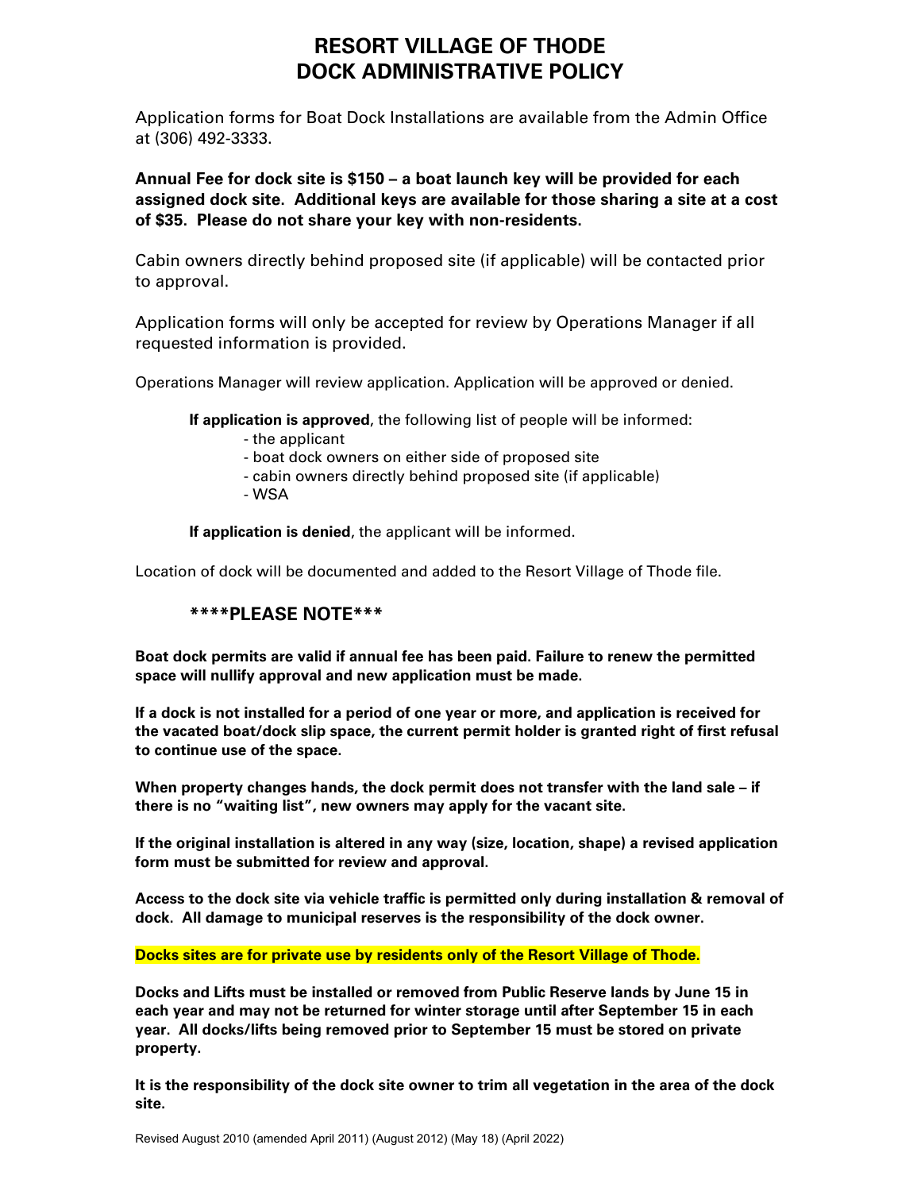# RESORT VILLAGE OF THODE
# DOCK ADMINISTRATIVE POLICY

Application forms for Boat Dock Installations are available from the Admin Office at (306) 492-3333.

**Annual Fee for dock site is $150 – a boat launch key will be provided for each assigned dock site. Additional keys are available for those sharing a site at a cost of $35. Please do not share your key with non-residents.**

Cabin owners directly behind proposed site (if applicable) will be contacted prior to approval.

Application forms will only be accepted for review by Operations Manager if all requested information is provided.

Operations Manager will review application. Application will be approved or denied.

**If application is approved**, the following list of people will be informed:

- the applicant
- boat dock owners on either side of proposed site
- cabin owners directly behind proposed site (if applicable)
- WSA

**If application is denied**, the applicant will be informed.

Location of dock will be documented and added to the Resort Village of Thode file.

**\*\*\*\*PLEASE NOTE\*\*\***

**Boat dock permits are valid if annual fee has been paid. Failure to renew the permitted space will nullify approval and new application must be made.**

**If a dock is not installed for a period of one year or more, and application is received for the vacated boat/dock slip space, the current permit holder is granted right of first refusal to continue use of the space.**

**When property changes hands, the dock permit does not transfer with the land sale – if there is no "waiting list", new owners may apply for the vacant site.**

**If the original installation is altered in any way (size, location, shape) a revised application form must be submitted for review and approval.**

**Access to the dock site via vehicle traffic is permitted only during installation & removal of dock. All damage to municipal reserves is the responsibility of the dock owner.**

**Docks sites are for private use by residents only of the Resort Village of Thode.**

**Docks and Lifts must be installed or removed from Public Reserve lands by June 15 in each year and may not be returned for winter storage until after September 15 in each year. All docks/lifts being removed prior to September 15 must be stored on private property.**

**It is the responsibility of the dock site owner to trim all vegetation in the area of the dock site.**

Revised August 2010 (amended April 2011) (August 2012) (May 18) (April 2022)